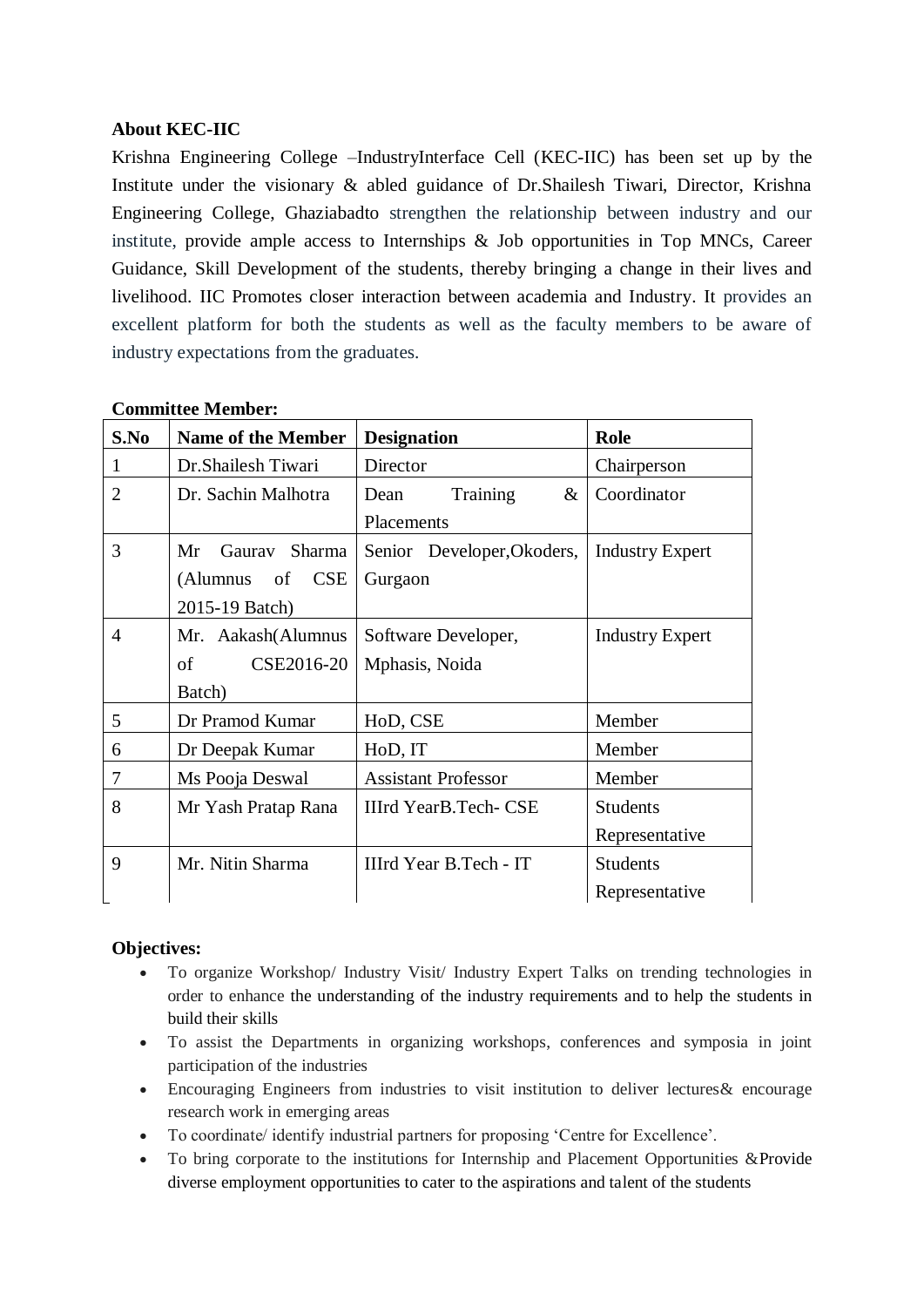**About KEC-IIC**

Krishna Engineering College –IndustryInterface Cell (KEC-IIC) has been set up by the Institute under the visionary & abled guidance of Dr.Shailesh Tiwari, Director, Krishna Engineering College, Ghaziabadto strengthen the relationship between industry and our institute, provide ample access to Internships & Job opportunities in Top MNCs, Career Guidance, Skill Development of the students, thereby bringing a change in their lives and livelihood. IIC Promotes closer interaction between academia and Industry. It provides an excellent platform for both the students as well as the faculty members to be aware of industry expectations from the graduates.

**Committee Member:**

| S.No | Name of the Member | Designation | Role |
|---|---|---|---|
| 1 | Dr.Shailesh Tiwari | Director | Chairperson |
| 2 | Dr. Sachin Malhotra | Dean Training & Placements | Coordinator |
| 3 | Mr Gaurav Sharma (Alumnus of CSE 2015-19 Batch) | Senior Developer,Okoders, Gurgaon | Industry Expert |
| 4 | Mr. Aakash(Alumnus of CSE2016-20 Batch) | Software Developer, Mphasis, Noida | Industry Expert |
| 5 | Dr Pramod Kumar | HoD, CSE | Member |
| 6 | Dr Deepak Kumar | HoD, IT | Member |
| 7 | Ms Pooja Deswal | Assistant Professor | Member |
| 8 | Mr Yash Pratap Rana | IIIrd YearB.Tech- CSE | Students Representative |
| 9 | Mr. Nitin Sharma | IIIrd Year B.Tech - IT | Students Representative |

**Objectives:**

- To organize Workshop/ Industry Visit/ Industry Expert Talks on trending technologies in order to enhance the understanding of the industry requirements and to help the students in build their skills
- To assist the Departments in organizing workshops, conferences and symposia in joint participation of the industries
- Encouraging Engineers from industries to visit institution to deliver lectures& encourage research work in emerging areas
- To coordinate/ identify industrial partners for proposing 'Centre for Excellence'.
- To bring corporate to the institutions for Internship and Placement Opportunities &Provide diverse employment opportunities to cater to the aspirations and talent of the students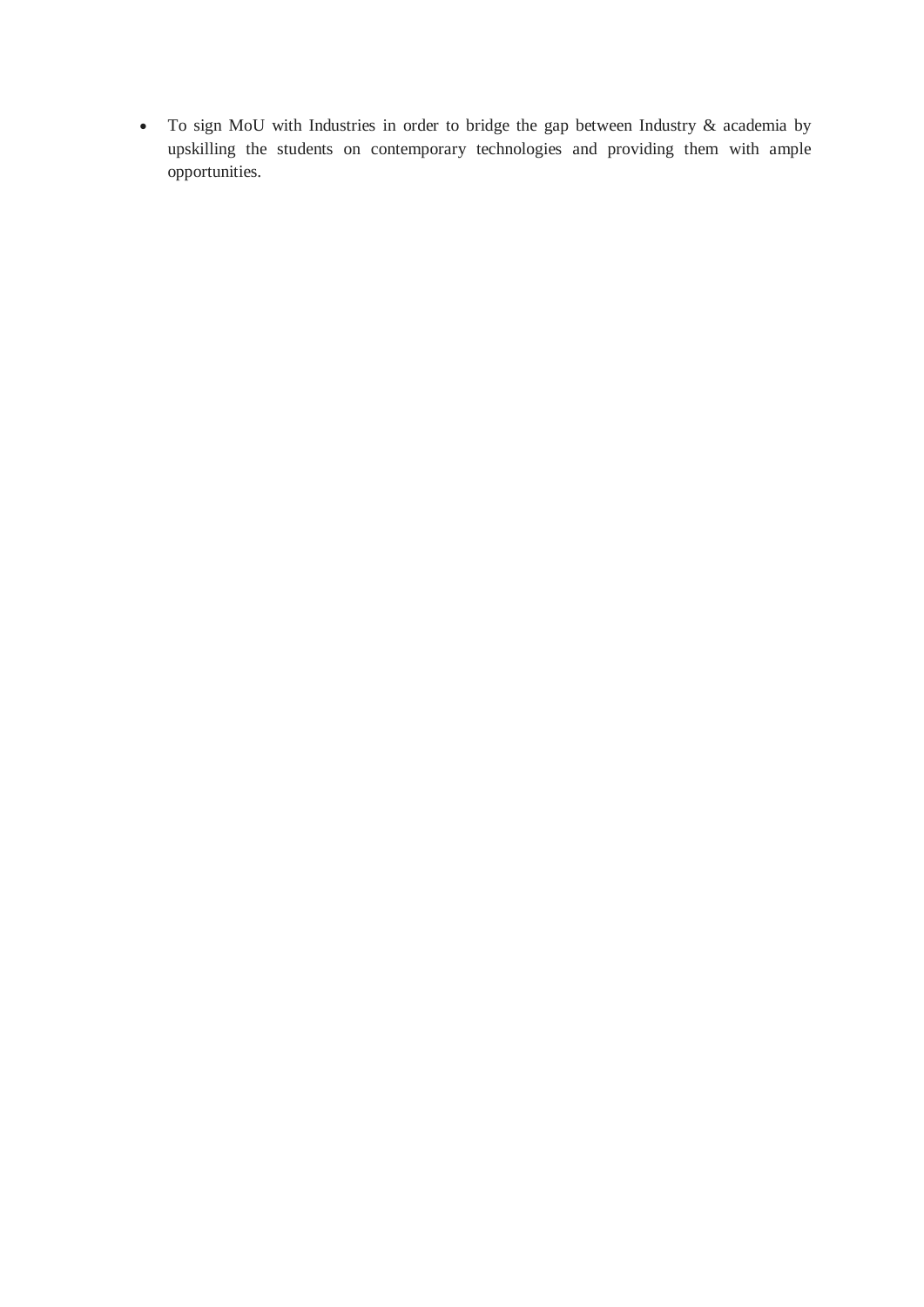- To sign MoU with Industries in order to bridge the gap between Industry & academia by upskilling the students on contemporary technologies and providing them with ample opportunities.